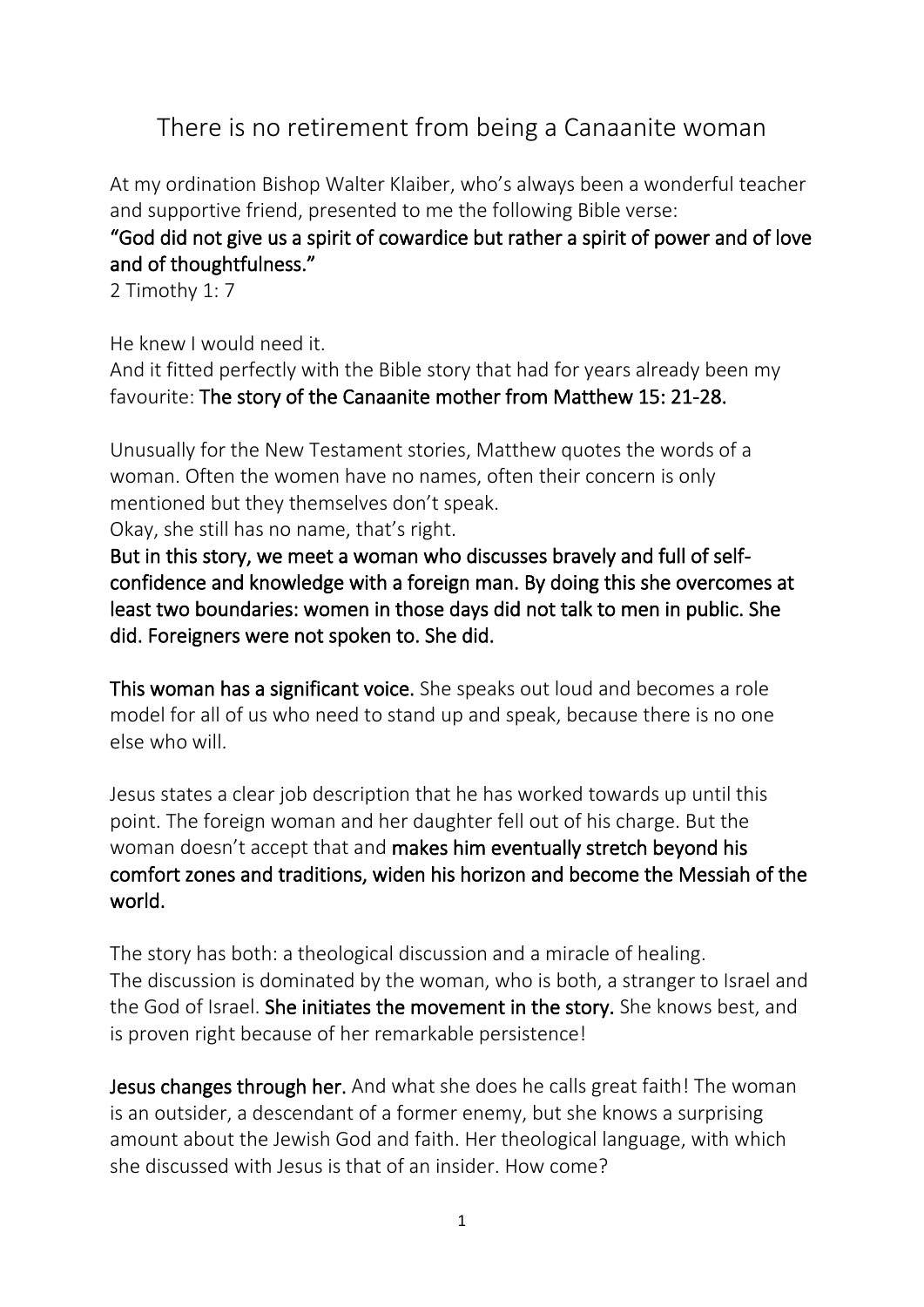# There is no retirement from being a Canaanite woman

At my ordination Bishop Walter Klaiber, who's always been a wonderful teacher and supportive friend, presented to me the following Bible verse:

**"God did not give us a spirit of cowardice but rather a spirit of power and of love and of thoughtfulness."**

2 Timothy 1: 7

He knew I would need it.
And it fitted perfectly with the Bible story that had for years already been my favourite: **The story of the Canaanite mother from Matthew 15: 21-28.**

Unusually for the New Testament stories, Matthew quotes the words of a woman. Often the women have no names, often their concern is only mentioned but they themselves don't speak.
Okay, she still has no name, that's right.

**But in this story, we meet a woman who discusses bravely and full of self-confidence and knowledge with a foreign man. By doing this she overcomes at least two boundaries: women in those days did not talk to men in public. She did. Foreigners were not spoken to. She did.**

**This woman has a significant voice.** She speaks out loud and becomes a role model for all of us who need to stand up and speak, because there is no one else who will.

Jesus states a clear job description that he has worked towards up until this point. The foreign woman and her daughter fell out of his charge. But the woman doesn't accept that and **makes him eventually stretch beyond his comfort zones and traditions, widen his horizon and become the Messiah of the world.**

The story has both: a theological discussion and a miracle of healing.
The discussion is dominated by the woman, who is both, a stranger to Israel and the God of Israel. **She initiates the movement in the story.** She knows best, and is proven right because of her remarkable persistence!

**Jesus changes through her.** And what she does he calls great faith! The woman is an outsider, a descendant of a former enemy, but she knows a surprising amount about the Jewish God and faith. Her theological language, with which she discussed with Jesus is that of an insider. How come?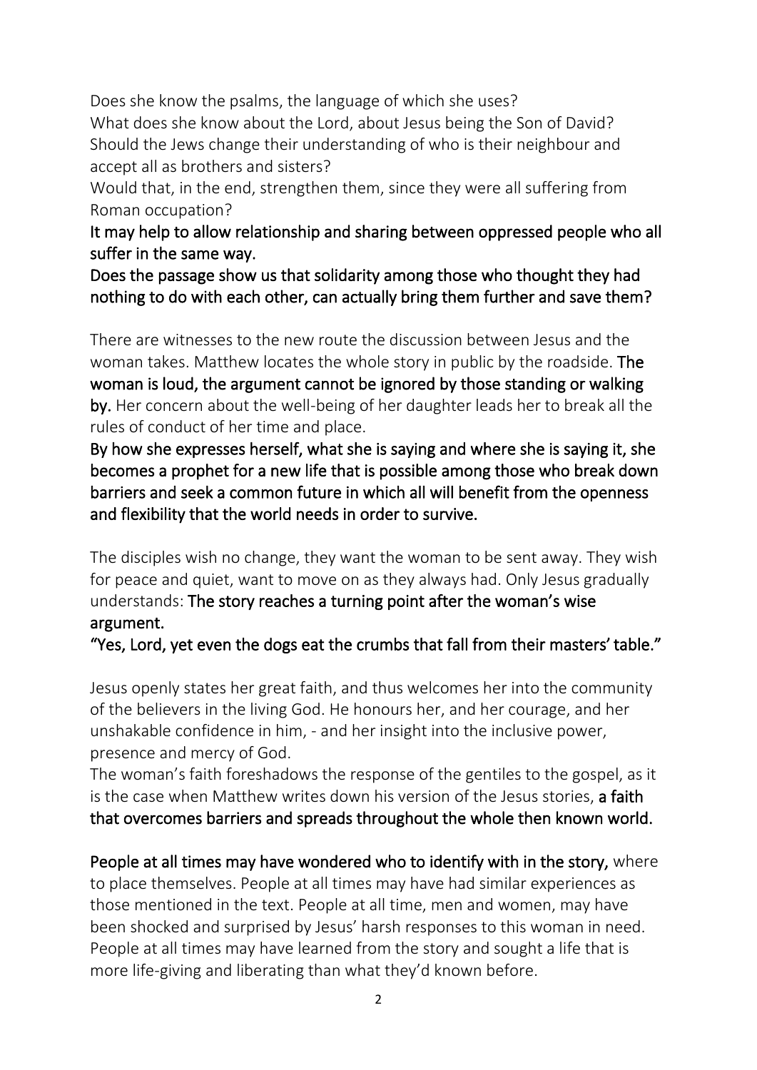Does she know the psalms, the language of which she uses?
What does she know about the Lord, about Jesus being the Son of David?
Should the Jews change their understanding of who is their neighbour and accept all as brothers and sisters?
Would that, in the end, strengthen them, since they were all suffering from Roman occupation?
**It may help to allow relationship and sharing between oppressed people who all suffer in the same way.**
**Does the passage show us that solidarity among those who thought they had nothing to do with each other, can actually bring them further and save them?**

There are witnesses to the new route the discussion between Jesus and the woman takes. Matthew locates the whole story in public by the roadside. **The woman is loud, the argument cannot be ignored by those standing or walking by.** Her concern about the well-being of her daughter leads her to break all the rules of conduct of her time and place.
**By how she expresses herself, what she is saying and where she is saying it, she becomes a prophet for a new life that is possible among those who break down barriers and seek a common future in which all will benefit from the openness and flexibility that the world needs in order to survive.**

The disciples wish no change, they want the woman to be sent away. They wish for peace and quiet, want to move on as they always had. Only Jesus gradually understands: **The story reaches a turning point after the woman's wise argument.**
**"Yes, Lord, yet even the dogs eat the crumbs that fall from their masters' table."**

Jesus openly states her great faith, and thus welcomes her into the community of the believers in the living God. He honours her, and her courage, and her unshakable confidence in him, - and her insight into the inclusive power, presence and mercy of God.
The woman's faith foreshadows the response of the gentiles to the gospel, as it is the case when Matthew writes down his version of the Jesus stories, **a faith that overcomes barriers and spreads throughout the whole then known world.**

**People at all times may have wondered who to identify with in the story,** where to place themselves. People at all times may have had similar experiences as those mentioned in the text. People at all time, men and women, may have been shocked and surprised by Jesus' harsh responses to this woman in need. People at all times may have learned from the story and sought a life that is more life-giving and liberating than what they'd known before.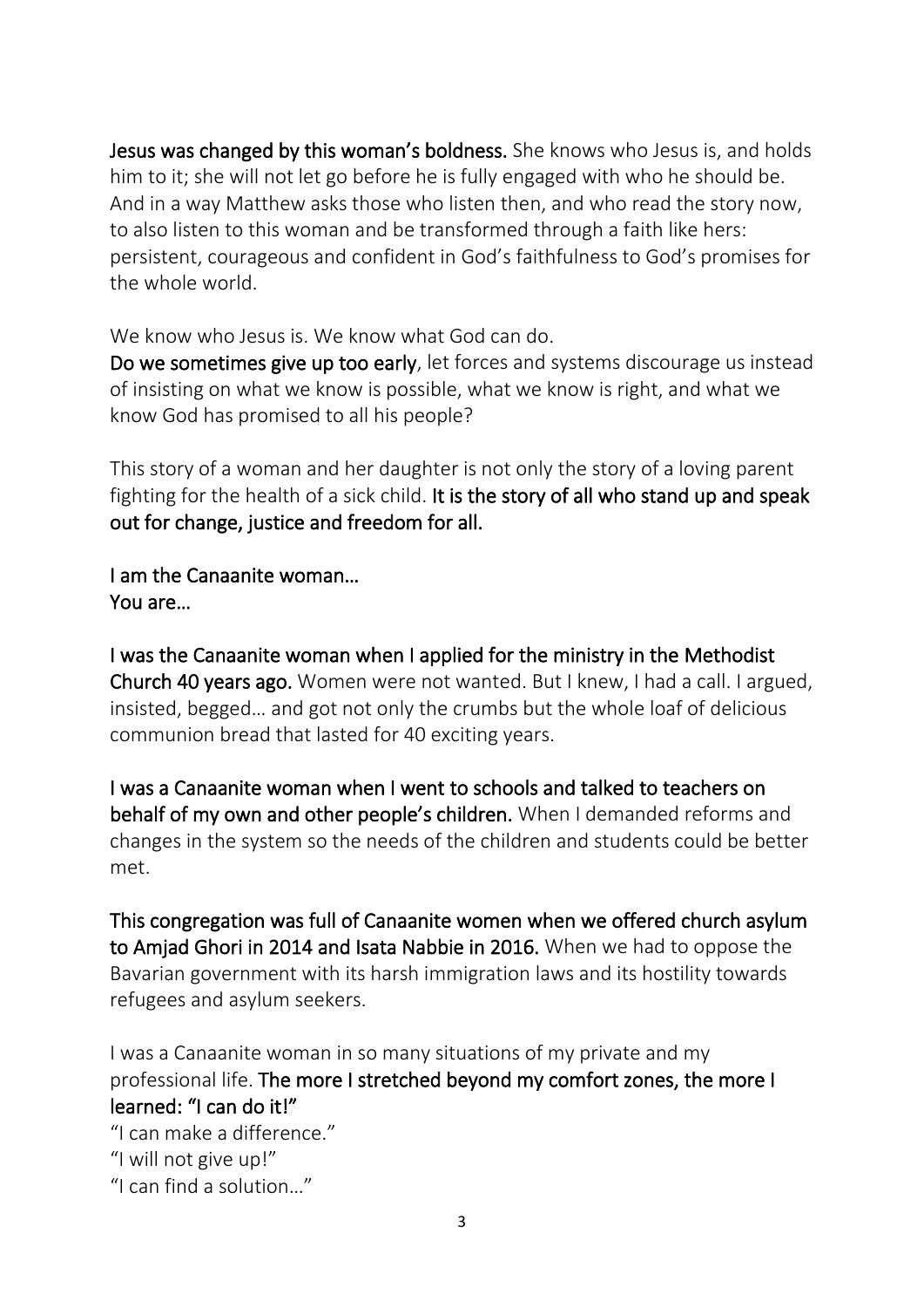**Jesus was changed by this woman's boldness.** She knows who Jesus is, and holds him to it; she will not let go before he is fully engaged with who he should be. And in a way Matthew asks those who listen then, and who read the story now, to also listen to this woman and be transformed through a faith like hers: persistent, courageous and confident in God's faithfulness to God's promises for the whole world.

We know who Jesus is. We know what God can do.
**Do we sometimes give up too early**, let forces and systems discourage us instead of insisting on what we know is possible, what we know is right, and what we know God has promised to all his people?

This story of a woman and her daughter is not only the story of a loving parent fighting for the health of a sick child. **It is the story of all who stand up and speak out for change, justice and freedom for all.**

**I am the Canaanite woman…**
**You are…**

**I was the Canaanite woman when I applied for the ministry in the Methodist Church 40 years ago.** Women were not wanted. But I knew, I had a call. I argued, insisted, begged… and got not only the crumbs but the whole loaf of delicious communion bread that lasted for 40 exciting years.

**I was a Canaanite woman when I went to schools and talked to teachers on behalf of my own and other people's children.** When I demanded reforms and changes in the system so the needs of the children and students could be better met.

**This congregation was full of Canaanite women when we offered church asylum to Amjad Ghori in 2014 and Isata Nabbie in 2016.** When we had to oppose the Bavarian government with its harsh immigration laws and its hostility towards refugees and asylum seekers.

I was a Canaanite woman in so many situations of my private and my professional life. **The more I stretched beyond my comfort zones, the more I learned: "I can do it!"**
"I can make a difference."
"I will not give up!"
"I can find a solution…"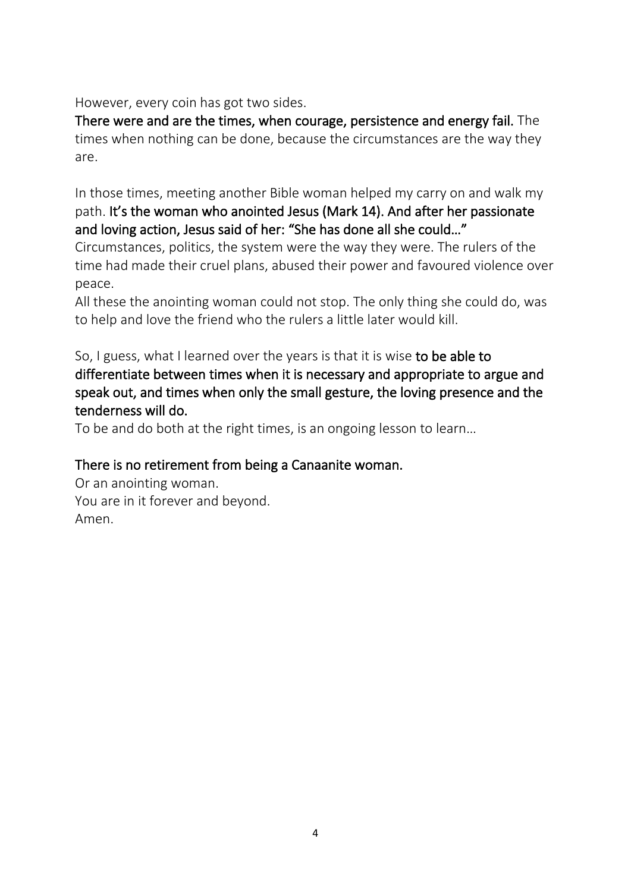However, every coin has got two sides.

**There were and are the times, when courage, persistence and energy fail.** The times when nothing can be done, because the circumstances are the way they are.

In those times, meeting another Bible woman helped my carry on and walk my path. **It's the woman who anointed Jesus (Mark 14). And after her passionate and loving action, Jesus said of her: "She has done all she could…"**
Circumstances, politics, the system were the way they were. The rulers of the time had made their cruel plans, abused their power and favoured violence over peace.
All these the anointing woman could not stop. The only thing she could do, was to help and love the friend who the rulers a little later would kill.

So, I guess, what I learned over the years is that it is wise **to be able to differentiate between times when it is necessary and appropriate to argue and speak out, and times when only the small gesture, the loving presence and the tenderness will do.**
To be and do both at the right times, is an ongoing lesson to learn…

**There is no retirement from being a Canaanite woman.**
Or an anointing woman.
You are in it forever and beyond.
Amen.